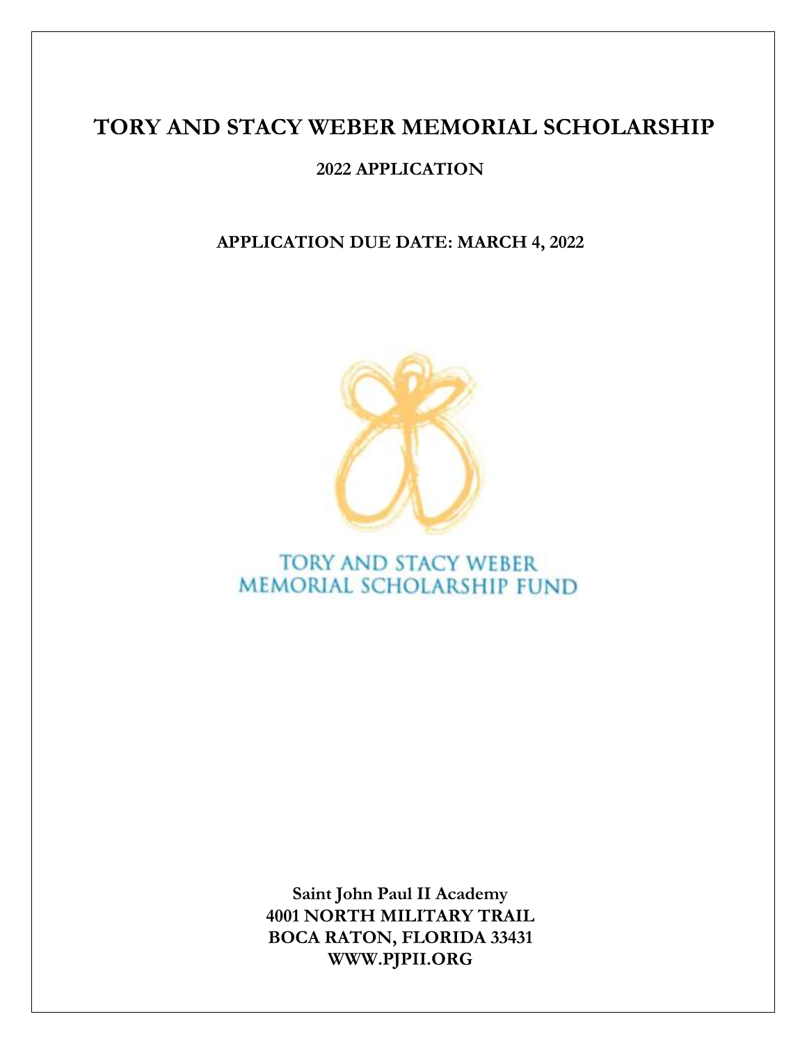# TORY AND STACY WEBER MEMORIAL SCHOLARSHIP

## 2022 APPLICATION

## APPLICATION DUE DATE: MARCH 4, 2022

TORY AND STACY WEBER
MEMORIAL SCHOLARSHIP FUND

**Saint John Paul II Academy**
**4001 NORTH MILITARY TRAIL**
**BOCA RATON, FLORIDA 33431**
**WWW.PJPII.ORG**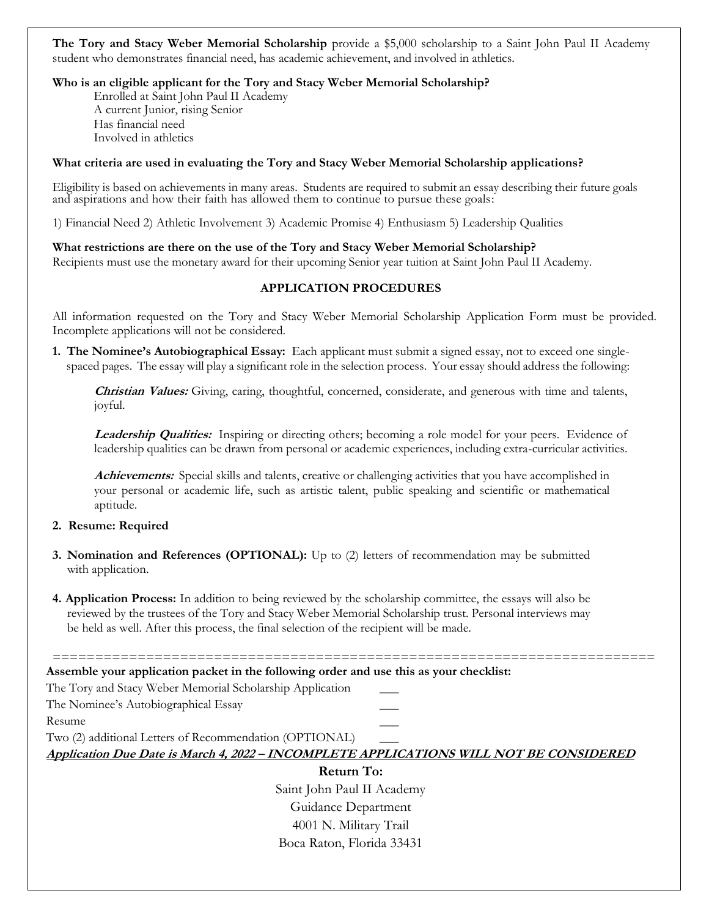**The Tory and Stacy Weber Memorial Scholarship** provide a $5,000 scholarship to a Saint John Paul II Academy student who demonstrates financial need, has academic achievement, and involved in athletics.

**Who is an eligible applicant for the Tory and Stacy Weber Memorial Scholarship?**

Enrolled at Saint John Paul II Academy
A current Junior, rising Senior
Has financial need
Involved in athletics

**What criteria are used in evaluating the Tory and Stacy Weber Memorial Scholarship applications?**

Eligibility is based on achievements in many areas. Students are required to submit an essay describing their future goals and aspirations and how their faith has allowed them to continue to pursue these goals:

1) Financial Need 2) Athletic Involvement 3) Academic Promise 4) Enthusiasm 5) Leadership Qualities

**What restrictions are there on the use of the Tory and Stacy Weber Memorial Scholarship?**
Recipients must use the monetary award for their upcoming Senior year tuition at Saint John Paul II Academy.

## APPLICATION PROCEDURES

All information requested on the Tory and Stacy Weber Memorial Scholarship Application Form must be provided. Incomplete applications will not be considered.

1. **The Nominee's Autobiographical Essay:** Each applicant must submit a signed essay, not to exceed one single-spaced pages. The essay will play a significant role in the selection process. Your essay should address the following:

    ***Christian Values:*** Giving, caring, thoughtful, concerned, considerate, and generous with time and talents, joyful.

    ***Leadership Qualities:*** Inspiring or directing others; becoming a role model for your peers. Evidence of leadership qualities can be drawn from personal or academic experiences, including extra-curricular activities.

    ***Achievements:*** Special skills and talents, creative or challenging activities that you have accomplished in your personal or academic life, such as artistic talent, public speaking and scientific or mathematical aptitude.

2. **Resume: Required**

3. **Nomination and References (OPTIONAL):** Up to (2) letters of recommendation may be submitted with application.

4. **Application Process:** In addition to being reviewed by the scholarship committee, the essays will also be reviewed by the trustees of the Tory and Stacy Weber Memorial Scholarship trust. Personal interviews may be held as well. After this process, the final selection of the recipient will be made.

========================================================================

**Assemble your application packet in the following order and use this as your checklist:**

The Tory and Stacy Weber Memorial Scholarship Application ___
The Nominee's Autobiographical Essay ___
Resume ___
Two (2) additional Letters of Recommendation (OPTIONAL) ___

***Application Due Date is March 4, 2022 – INCOMPLETE APPLICATIONS WILL NOT BE CONSIDERED***

**Return To:**

Saint John Paul II Academy
Guidance Department
4001 N. Military Trail
Boca Raton, Florida 33431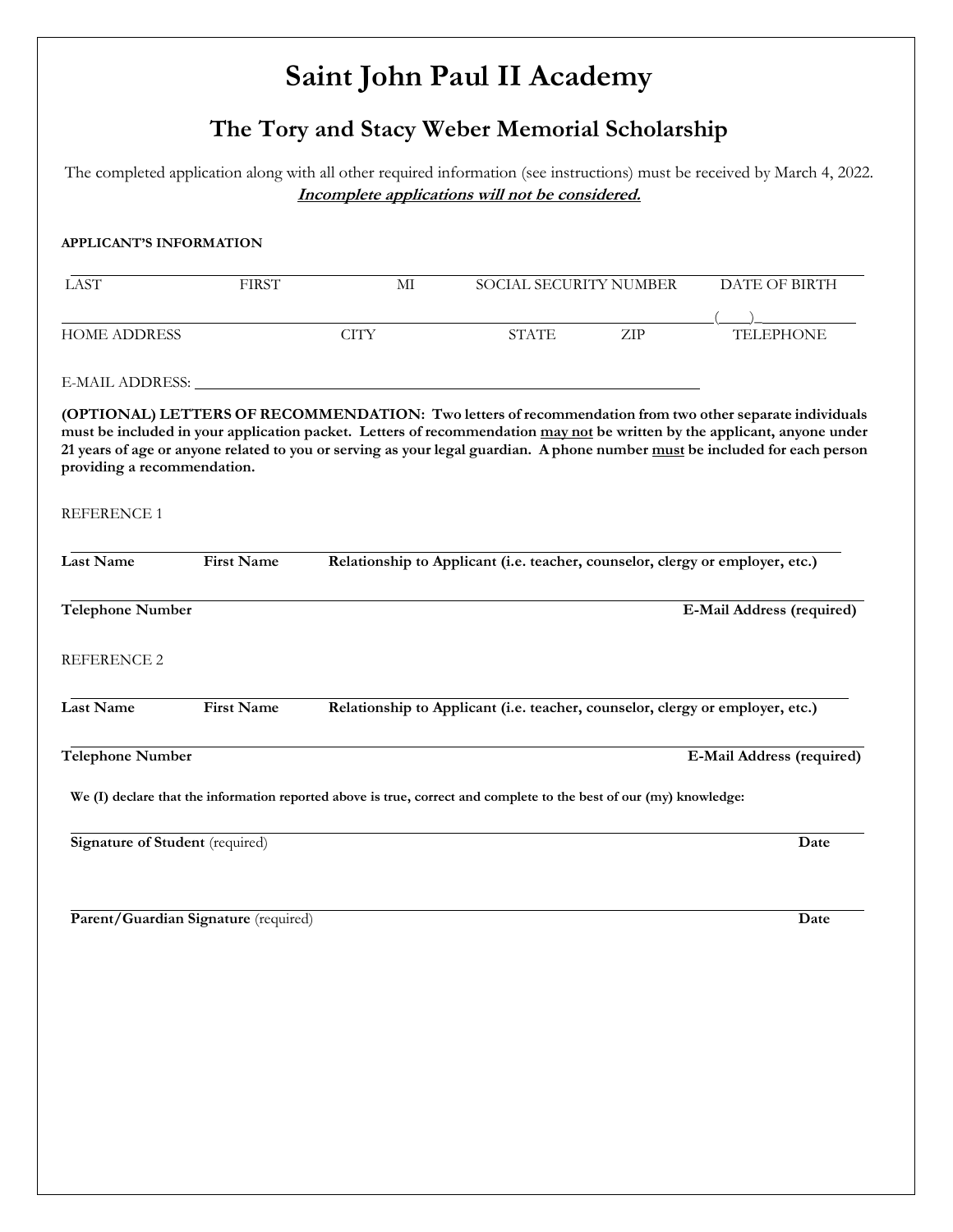# Saint John Paul II Academy

## The Tory and Stacy Weber Memorial Scholarship

The completed application along with all other required information (see instructions) must be received by March 4, 2022.

***Incomplete applications will not be considered.***

**APPLICANT'S INFORMATION**

LAST FIRST MI SOCIAL SECURITY NUMBER DATE OF BIRTH

HOME ADDRESS CITY STATE ZIP (____)_ TELEPHONE

E-MAIL ADDRESS: ______________________________

**(OPTIONAL) LETTERS OF RECOMMENDATION: Two letters of recommendation from two other separate individuals must be included in your application packet. Letters of recommendation <u>may not</u> be written by the applicant, anyone under 21 years of age or anyone related to you or serving as your legal guardian. A phone number <u>must</u> be included for each person providing a recommendation.**

REFERENCE 1

**Last Name** **First Name** **Relationship to Applicant (i.e. teacher, counselor, clergy or employer, etc.)**

**Telephone Number** **E-Mail Address (required)**

REFERENCE 2

**Last Name** **First Name** **Relationship to Applicant (i.e. teacher, counselor, clergy or employer, etc.)**

**Telephone Number** **E-Mail Address (required)**

**We (I) declare that the information reported above is true, correct and complete to the best of our (my) knowledge:**

**Signature of Student** (required) **Date**

**Parent/Guardian Signature** (required) **Date**